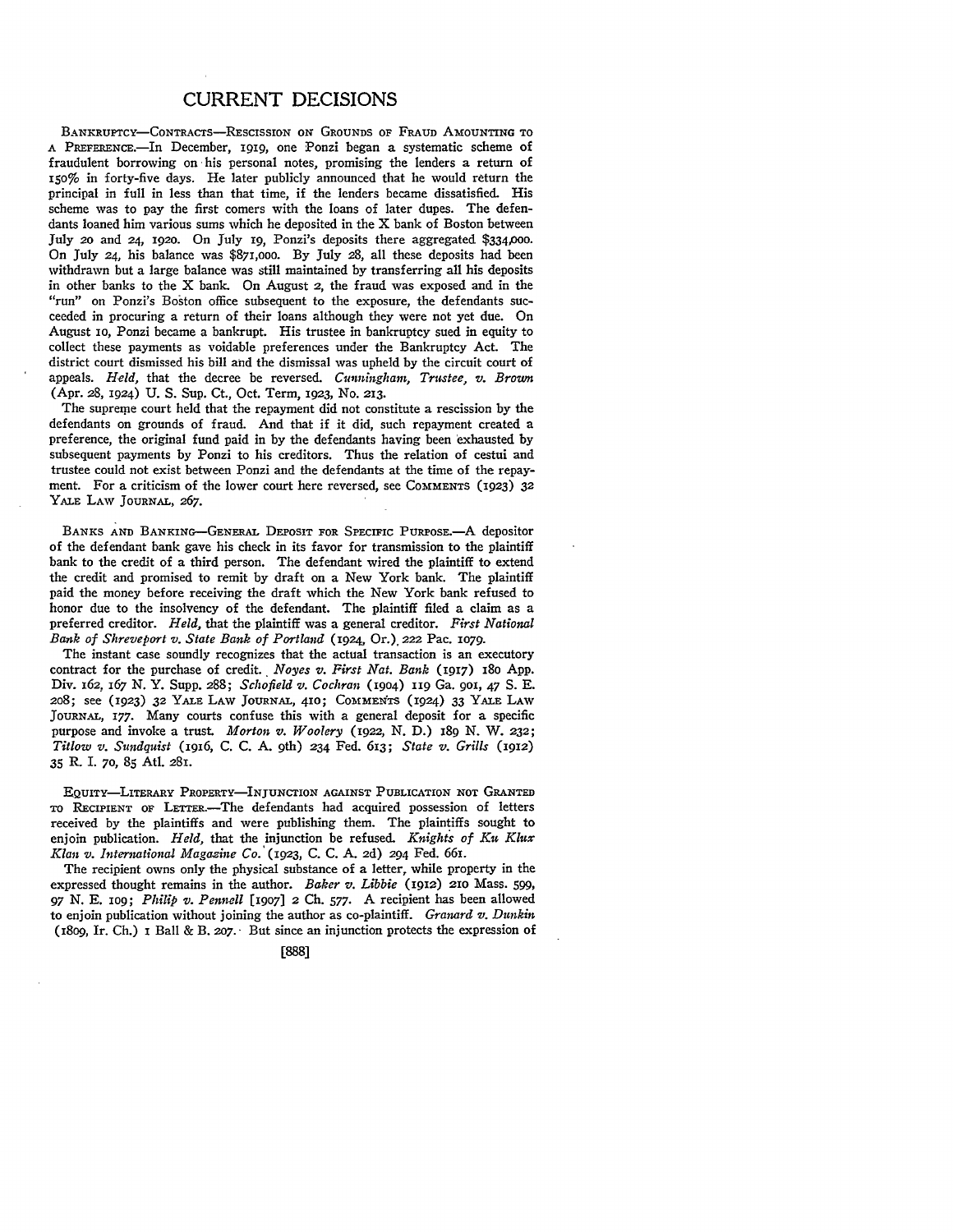# CURRENT DECISIONS

BANKRUPTCY—CONTRACTS—RESCISSION ON GROUNDS OF FRAUD AMOUNTING TO A PREFERENCE.—In December, 1919, one Ponzi began a systematic scheme of fraudulent borrowing on his personal notes, promising the lenders a return of 150% in forty-five days. He later publicly announced that he would return the principal in full in less than that time, if the lenders became dissatisfied. His scheme was to pay the first comers with the loans of later dupes. The defendants loaned him various sums which he deposited in the X bank of Boston between July 20 and 24, 1920. On July 19, Ponzi's deposits there aggregated $334,000. On July 24, his balance was $871,000. By July 28, all these deposits had been withdrawn but a large balance was still maintained by transferring all his deposits in other banks to the X bank. On August 2, the fraud was exposed and in the "run" on Ponzi's Boston office subsequent to the exposure, the defendants succeeded in procuring a return of their loans although they were not yet due. On August 10, Ponzi became a bankrupt. His trustee in bankruptcy sued in equity to collect these payments as voidable preferences under the Bankruptcy Act. The district court dismissed his bill and the dismissal was upheld by the circuit court of appeals. *Held*, that the decree be reversed. *Cunningham, Trustee, v. Brown* (Apr. 28, 1924) U. S. Sup. Ct., Oct. Term, 1923, No. 213.

The supreme court held that the repayment did not constitute a rescission by the defendants on grounds of fraud. And that if it did, such repayment created a preference, the original fund paid in by the defendants having been exhausted by subsequent payments by Ponzi to his creditors. Thus the relation of cestui and trustee could not exist between Ponzi and the defendants at the time of the repayment. For a criticism of the lower court here reversed, see COMMENTS (1923) 32 YALE LAW JOURNAL, 267.

BANKS AND BANKING—GENERAL DEPOSIT FOR SPECIFIC PURPOSE.—A depositor of the defendant bank gave his check in its favor for transmission to the plaintiff bank to the credit of a third person. The defendant wired the plaintiff to extend the credit and promised to remit by draft on a New York bank. The plaintiff paid the money before receiving the draft which the New York bank refused to honor due to the insolvency of the defendant. The plaintiff filed a claim as a preferred creditor. *Held*, that the plaintiff was a general creditor. *First National Bank of Shreveport v. State Bank of Portland* (1924, Or.) 222 Pac. 1079.

The instant case soundly recognizes that the actual transaction is an executory contract for the purchase of credit. *Noyes v. First Nat. Bank* (1917) 180 App. Div. 162, 167 N. Y. Supp. 288; *Schofield v. Cochran* (1904) 119 Ga. 901, 47 S. E. 208; see (1923) 32 YALE LAW JOURNAL, 410; COMMENTS (1924) 33 YALE LAW JOURNAL, 177. Many courts confuse this with a general deposit for a specific purpose and invoke a trust. *Morton v. Woolery* (1922, N. D.) 189 N. W. 232; *Titlow v. Sundquist* (1916, C. C. A. 9th) 234 Fed. 613; *State v. Grills* (1912) 35 R. I. 70, 85 Atl. 281.

EQUITY—LITERARY PROPERTY—INJUNCTION AGAINST PUBLICATION NOT GRANTED TO RECIPIENT OF LETTER.—The defendants had acquired possession of letters received by the plaintiffs and were publishing them. The plaintiffs sought to enjoin publication. *Held*, that the injunction be refused. *Knights of Ku Klux Klan v. International Magazine Co.* (1923, C. C. A. 2d) 294 Fed. 661.

The recipient owns only the physical substance of a letter, while property in the expressed thought remains in the author. *Baker v. Libbie* (1912) 210 Mass. 599, 97 N. E. 109; *Philip v. Pennell* [1907] 2 Ch. 577. A recipient has been allowed to enjoin publication without joining the author as co-plaintiff. *Granard v. Dunkin* (1809, Ir. Ch.) 1 Ball & B. 207. But since an injunction protects the expression of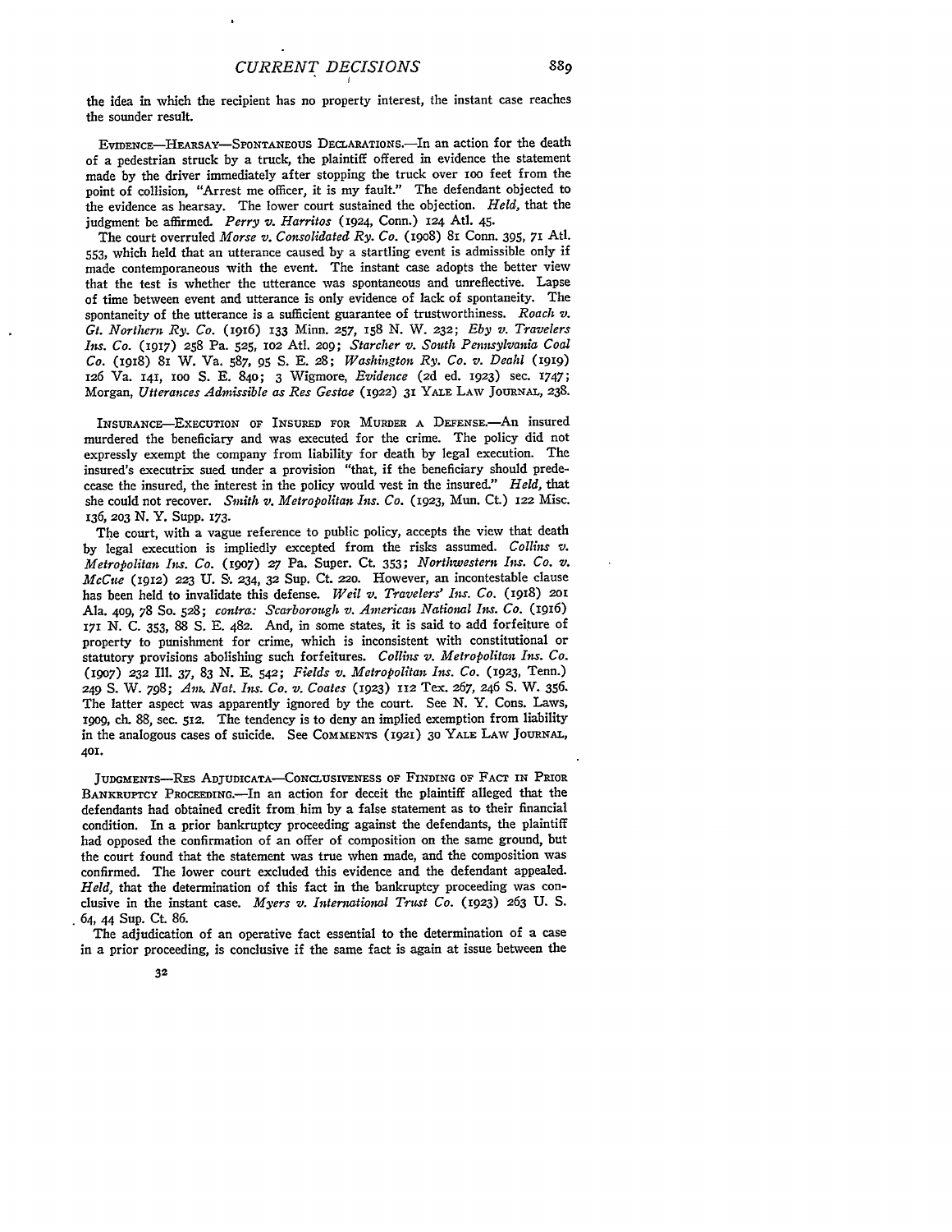the idea in which the recipient has no property interest, the instant case reaches the sounder result.

EVIDENCE—HEARSAY—SPONTANEOUS DECLARATIONS.—In an action for the death of a pedestrian struck by a truck, the plaintiff offered in evidence the statement made by the driver immediately after stopping the truck over 100 feet from the point of collision, "Arrest me officer, it is my fault." The defendant objected to the evidence as hearsay. The lower court sustained the objection. *Held,* that the judgment be affirmed. *Perry v. Harritos* (1924, Conn.) 124 Atl. 45.

The court overruled *Morse v. Consolidated Ry. Co.* (1908) 81 Conn. 395, 71 Atl. 553, which held that an utterance caused by a startling event is admissible only if made contemporaneous with the event. The instant case adopts the better view that the test is whether the utterance was spontaneous and unreflective. Lapse of time between event and utterance is only evidence of lack of spontaneity. The spontaneity of the utterance is a sufficient guarantee of trustworthiness. *Roach v. Gt. Northern Ry. Co.* (1916) 133 Minn. 257, 158 N. W. 232; *Eby v. Travelers Ins. Co.* (1917) 258 Pa. 525, 102 Atl. 209; *Starcher v. South Pennsylvania Coal Co.* (1918) 81 W. Va. 587, 95 S. E. 28; *Washington Ry. Co. v. Deahl* (1919) 126 Va. 141, 100 S. E. 840; 3 Wigmore, *Evidence* (2d ed. 1923) sec. 1747; Morgan, *Utterances Admissible as Res Gestae* (1922) 31 YALE LAW JOURNAL, 238.

INSURANCE—EXECUTION OF INSURED FOR MURDER A DEFENSE.—An insured murdered the beneficiary and was executed for the crime. The policy did not expressly exempt the company from liability for death by legal execution. The insured's executrix sued under a provision "that, if the beneficiary should predecease the insured, the interest in the policy would vest in the insured." *Held,* that she could not recover. *Smith v. Metropolitan Ins. Co.* (1923, Mun. Ct.) 122 Misc. 136, 203 N. Y. Supp. 173.

The court, with a vague reference to public policy, accepts the view that death by legal execution is impliedly excepted from the risks assumed. *Collins v. Metropolitan Ins. Co.* (1907) 27 Pa. Super. Ct. 353; *Northwestern Ins. Co. v. McCue* (1912) 223 U. S. 234, 32 Sup. Ct. 220. However, an incontestable clause has been held to invalidate this defense. *Weil v. Travelers' Ins. Co.* (1918) 201 Ala. 409, 78 So. 528; *contra: Scarborough v. American National Ins. Co.* (1916) 171 N. C. 353, 88 S. E. 482. And, in some states, it is said to add forfeiture of property to punishment for crime, which is inconsistent with constitutional or statutory provisions abolishing such forfeitures. *Collins v. Metropolitan Ins. Co.* (1907) 232 Ill. 37, 83 N. E. 542; *Fields v. Metropolitan Ins. Co.* (1923, Tenn.) 249 S. W. 798; *Am. Nat. Ins. Co. v. Coates* (1923) 112 Tex. 267, 246 S. W. 356. The latter aspect was apparently ignored by the court. See N. Y. Cons. Laws, 1909, ch. 88, sec. 512. The tendency is to deny an implied exemption from liability in the analogous cases of suicide. See COMMENTS (1921) 30 YALE LAW JOURNAL, 401.

JUDGMENTS—RES ADJUDICATA—CONCLUSIVENESS OF FINDING OF FACT IN PRIOR BANKRUPTCY PROCEEDING.—In an action for deceit the plaintiff alleged that the defendants had obtained credit from him by a false statement as to their financial condition. In a prior bankruptcy proceeding against the defendants, the plaintiff had opposed the confirmation of an offer of composition on the same ground, but the court found that the statement was true when made, and the composition was confirmed. The lower court excluded this evidence and the defendant appealed. *Held,* that the determination of this fact in the bankruptcy proceeding was conclusive in the instant case. *Myers v. International Trust Co.* (1923) 263 U. S. 64, 44 Sup. Ct. 86.

The adjudication of an operative fact essential to the determination of a case in a prior proceeding, is conclusive if the same fact is again at issue between the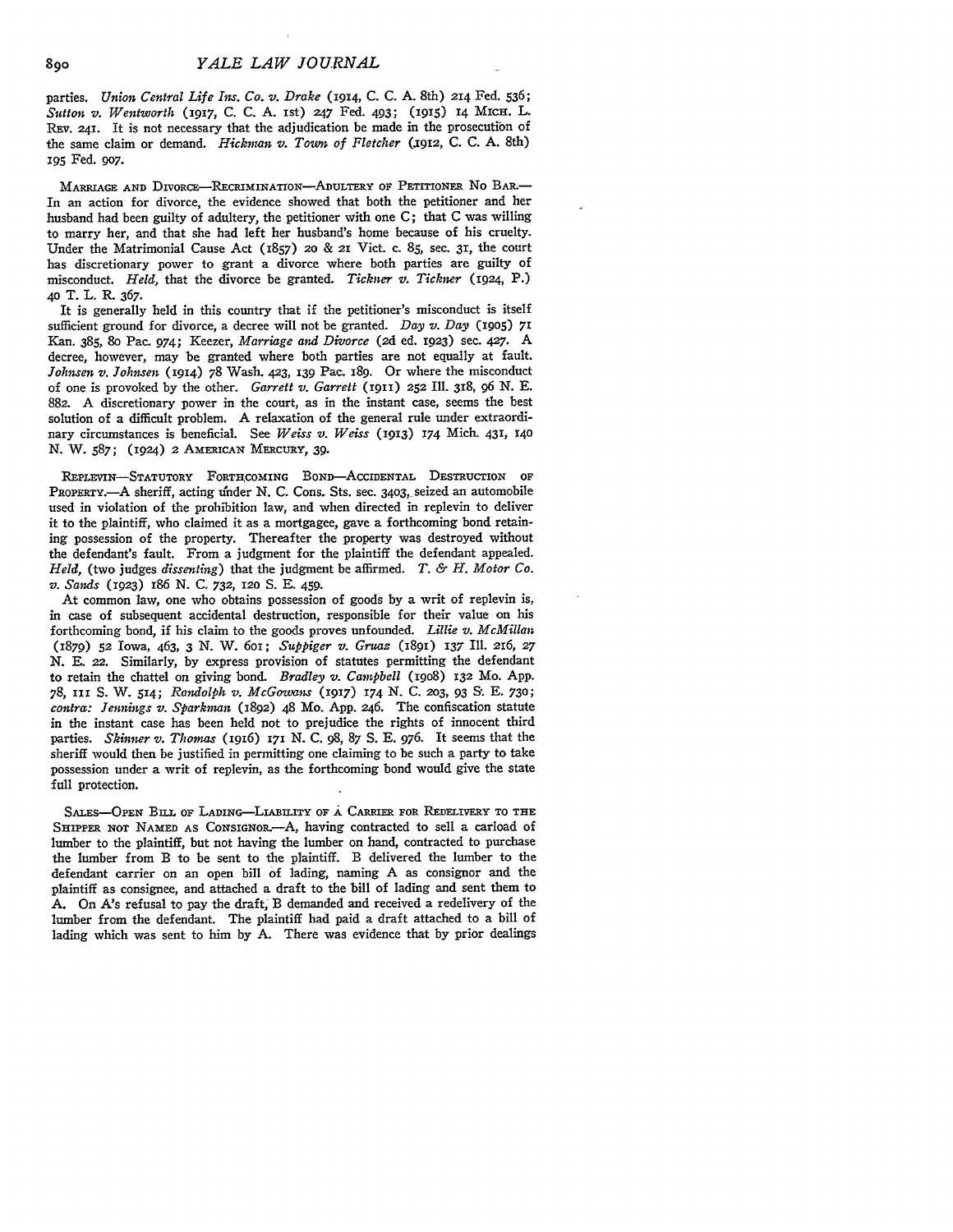parties. *Union Central Life Ins. Co. v. Drake* (1914, C. C. A. 8th) 214 Fed. 536; *Sutton v. Wentworth* (1917, C. C. A. 1st) 247 Fed. 493; (1915) 14 MICH. L. REV. 241. It is not necessary that the adjudication be made in the prosecution of the same claim or demand. *Hickman v. Town of Fletcher* (1912, C. C. A. 8th) 195 Fed. 907.

MARRIAGE AND DIVORCE—RECRIMINATION—ADULTERY OF PETITIONER NO BAR.—In an action for divorce, the evidence showed that both the petitioner and her husband had been guilty of adultery, the petitioner with one C; that C was willing to marry her, and that she had left her husband's home because of his cruelty. Under the Matrimonial Cause Act (1857) 20 & 21 Vict. c. 85, sec. 31, the court has discretionary power to grant a divorce where both parties are guilty of misconduct. *Held,* that the divorce be granted. *Tickner v. Tickner* (1924, P.) 40 T. L. R. 367.

It is generally held in this country that if the petitioner's misconduct is itself sufficient ground for divorce, a decree will not be granted. *Day v. Day* (1905) 71 Kan. 385, 80 Pac. 974; Keezer, *Marriage and Divorce* (2d ed. 1923) sec. 427. A decree, however, may be granted where both parties are not equally at fault. *Johnsen v. Johnsen* (1914) 78 Wash. 423, 139 Pac. 189. Or where the misconduct of one is provoked by the other. *Garrett v. Garrett* (1911) 252 Ill. 318, 96 N. E. 882. A discretionary power in the court, as in the instant case, seems the best solution of a difficult problem. A relaxation of the general rule under extraordinary circumstances is beneficial. See *Weiss v. Weiss* (1913) 174 Mich. 431, 140 N. W. 587; (1924) 2 AMERICAN MERCURY, 39.

REPLEVIN—STATUTORY FORTHCOMING BOND—ACCIDENTAL DESTRUCTION OF PROPERTY.—A sheriff, acting under N. C. Cons. Sts. sec. 3403, seized an automobile used in violation of the prohibition law, and when directed in replevin to deliver it to the plaintiff, who claimed it as a mortgagee, gave a forthcoming bond retaining possession of the property. Thereafter the property was destroyed without the defendant's fault. From a judgment for the plaintiff the defendant appealed. *Held,* (two judges *dissenting*) that the judgment be affirmed. *T. & H. Motor Co. v. Sands* (1923) 186 N. C. 732, 120 S. E. 459.

At common law, one who obtains possession of goods by a writ of replevin is, in case of subsequent accidental destruction, responsible for their value on his forthcoming bond, if his claim to the goods proves unfounded. *Lillie v. McMillan* (1879) 52 Iowa, 463, 3 N. W. 601; *Suppiger v. Gruaz* (1891) 137 Ill. 216, 27 N. E. 22. Similarly, by express provision of statutes permitting the defendant to retain the chattel on giving bond. *Bradley v. Campbell* (1908) 132 Mo. App. 78, 111 S. W. 514; *Randolph v. McGowans* (1917) 174 N. C. 203, 93 S. E. 730; *contra: Jennings v. Sparkman* (1892) 48 Mo. App. 246. The confiscation statute in the instant case has been held not to prejudice the rights of innocent third parties. *Skinner v. Thomas* (1916) 171 N. C. 98, 87 S. E. 976. It seems that the sheriff would then be justified in permitting one claiming to be such a party to take possession under a writ of replevin, as the forthcoming bond would give the state full protection.

SALES—OPEN BILL OF LADING—LIABILITY OF A CARRIER FOR REDELIVERY TO THE SHIPPER NOT NAMED AS CONSIGNOR.—A, having contracted to sell a carload of lumber to the plaintiff, but not having the lumber on hand, contracted to purchase the lumber from B to be sent to the plaintiff. B delivered the lumber to the defendant carrier on an open bill of lading, naming A as consignor and the plaintiff as consignee, and attached a draft to the bill of lading and sent them to A. On A's refusal to pay the draft, B demanded and received a redelivery of the lumber from the defendant. The plaintiff had paid a draft attached to a bill of lading which was sent to him by A. There was evidence that by prior dealings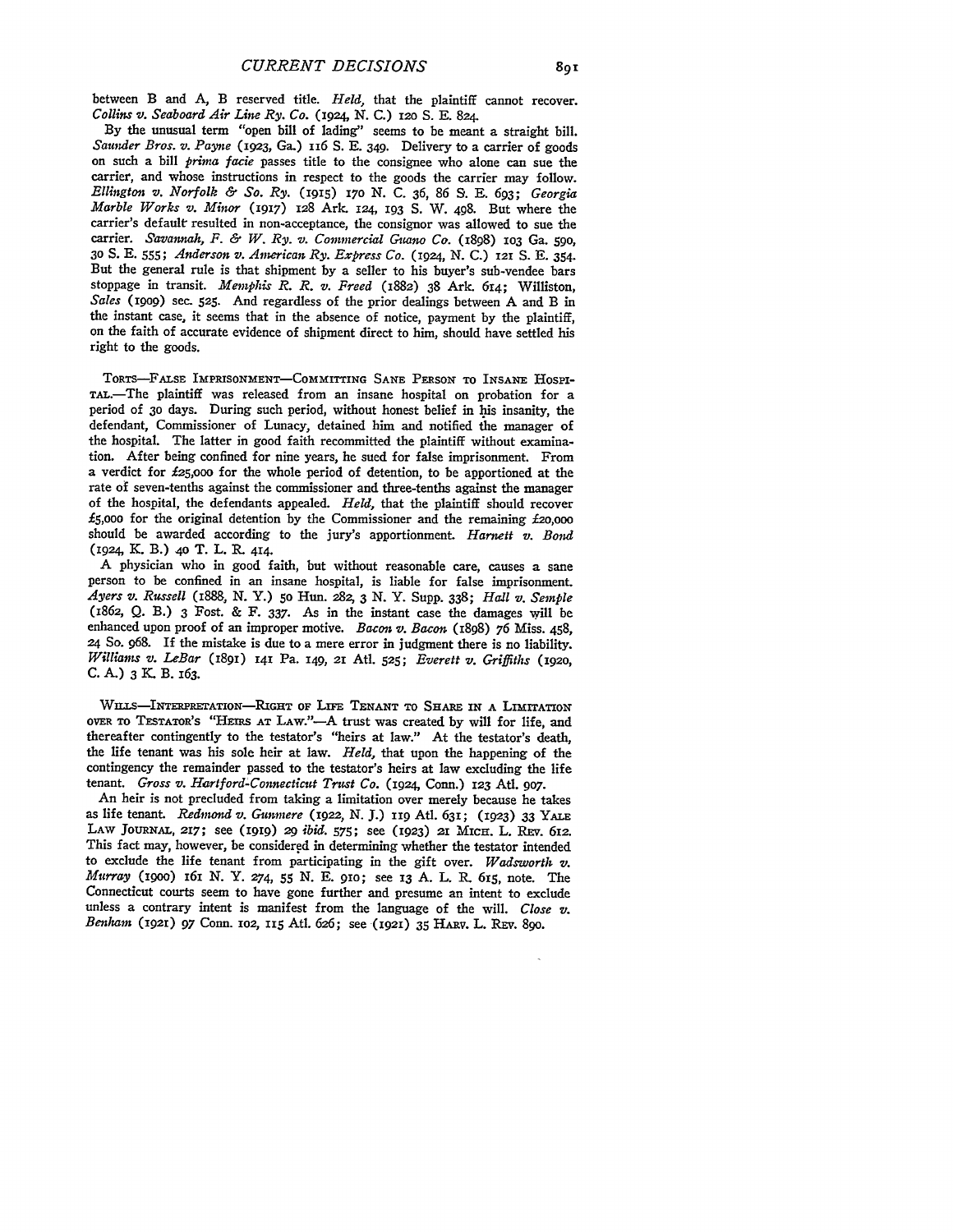between B and A, B reserved title. *Held,* that the plaintiff cannot recover. *Collins v. Seaboard Air Line Ry. Co.* (1924, N. C.) 120 S. E. 824.

By the unusual term "open bill of lading" seems to be meant a straight bill. *Saunder Bros. v. Payne* (1923, Ga.) 116 S. E. 349. Delivery to a carrier of goods on such a bill *prima facie* passes title to the consignee who alone can sue the carrier, and whose instructions in respect to the goods the carrier may follow. *Ellington v. Norfolk & So. Ry.* (1915) 170 N. C. 36, 86 S. E. 693; *Georgia Marble Works v. Minor* (1917) 128 Ark. 124, 193 S. W. 498. But where the carrier's default resulted in non-acceptance, the consignor was allowed to sue the carrier. *Savannah, F. & W. Ry. v. Commercial Guano Co.* (1898) 103 Ga. 590, 30 S. E. 555; *Anderson v. American Ry. Express Co.* (1924, N. C.) 121 S. E. 354. But the general rule is that shipment by a seller to his buyer's sub-vendee bars stoppage in transit. *Memphis R. R. v. Freed* (1882) 38 Ark. 614; Williston, *Sales* (1909) sec. 525. And regardless of the prior dealings between A and B in the instant case, it seems that in the absence of notice, payment by the plaintiff, on the faith of accurate evidence of shipment direct to him, should have settled his right to the goods.

TORTS—FALSE IMPRISONMENT—COMMITTING SANE PERSON TO INSANE HOSPITAL.—The plaintiff was released from an insane hospital on probation for a period of 30 days. During such period, without honest belief in his insanity, the defendant, Commissioner of Lunacy, detained him and notified the manager of the hospital. The latter in good faith recommitted the plaintiff without examination. After being confined for nine years, he sued for false imprisonment. From a verdict for £25,000 for the whole period of detention, to be apportioned at the rate of seven-tenths against the commissioner and three-tenths against the manager of the hospital, the defendants appealed. *Held,* that the plaintiff should recover £5,000 for the original detention by the Commissioner and the remaining £20,000 should be awarded according to the jury's apportionment. *Harnett v. Bond* (1924, K. B.) 40 T. L. R. 414.

A physician who in good faith, but without reasonable care, causes a sane person to be confined in an insane hospital, is liable for false imprisonment. *Ayers v. Russell* (1888, N. Y.) 50 Hun. 282, 3 N. Y. Supp. 338; *Hall v. Semple* (1862, Q. B.) 3 Fost. & F. 337. As in the instant case the damages will be enhanced upon proof of an improper motive. *Bacon v. Bacon* (1898) 76 Miss. 458, 24 So. 968. If the mistake is due to a mere error in judgment there is no liability. *Williams v. LeBar* (1891) 141 Pa. 149, 21 Atl. 525; *Everett v. Griffiths* (1920, C. A.) 3 K. B. 163.

WILLS—INTERPRETATION—RIGHT OF LIFE TENANT TO SHARE IN A LIMITATION OVER TO TESTATOR'S "HEIRS AT LAW."—A trust was created by will for life, and thereafter contingently to the testator's "heirs at law." At the testator's death, the life tenant was his sole heir at law. *Held,* that upon the happening of the contingency the remainder passed to the testator's heirs at law excluding the life tenant. *Gross v. Hartford-Connecticut Trust Co.* (1924, Conn.) 123 Atl. 907.

An heir is not precluded from taking a limitation over merely because he takes as life tenant. *Redmond v. Gummere* (1922, N. J.) 119 Atl. 631; (1923) 33 YALE LAW JOURNAL, 217; see (1919) 29 *ibid.* 575; see (1923) 21 MICH. L. REV. 612. This fact may, however, be considered in determining whether the testator intended to exclude the life tenant from participating in the gift over. *Wadsworth v. Murray* (1900) 161 N. Y. 274, 55 N. E. 910; see 13 A. L. R. 615, note. The Connecticut courts seem to have gone further and presume an intent to exclude unless a contrary intent is manifest from the language of the will. *Close v. Benham* (1921) 97 Conn. 102, 115 Atl. 626; see (1921) 35 HARV. L. REV. 890.